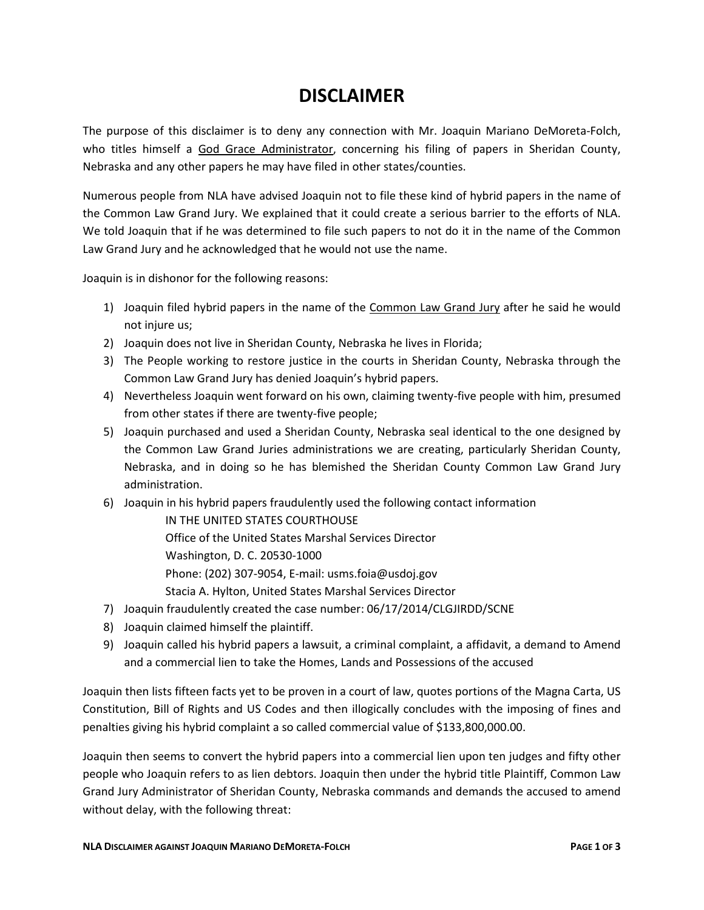# DISCLAIMER

The purpose of this disclaimer is to deny any connection with Mr. Joaquin Mariano DeMoreta-Folch, who titles himself a God Grace Administrator, concerning his filing of papers in Sheridan County, Nebraska and any other papers he may have filed in other states/counties.

Numerous people from NLA have advised Joaquin not to file these kind of hybrid papers in the name of the Common Law Grand Jury. We explained that it could create a serious barrier to the efforts of NLA. We told Joaquin that if he was determined to file such papers to not do it in the name of the Common Law Grand Jury and he acknowledged that he would not use the name.

Joaquin is in dishonor for the following reasons:

1) Joaquin filed hybrid papers in the name of the Common Law Grand Jury after he said he would not injure us;
2) Joaquin does not live in Sheridan County, Nebraska he lives in Florida;
3) The People working to restore justice in the courts in Sheridan County, Nebraska through the Common Law Grand Jury has denied Joaquin's hybrid papers.
4) Nevertheless Joaquin went forward on his own, claiming twenty-five people with him, presumed from other states if there are twenty-five people;
5) Joaquin purchased and used a Sheridan County, Nebraska seal identical to the one designed by the Common Law Grand Juries administrations we are creating, particularly Sheridan County, Nebraska, and in doing so he has blemished the Sheridan County Common Law Grand Jury administration.
6) Joaquin in his hybrid papers fraudulently used the following contact information

   IN THE UNITED STATES COURTHOUSE
   Office of the United States Marshal Services Director
   Washington, D. C. 20530-1000
   Phone: (202) 307-9054, E-mail: usms.foia@usdoj.gov
   Stacia A. Hylton, United States Marshal Services Director

7) Joaquin fraudulently created the case number: 06/17/2014/CLGJIRDD/SCNE
8) Joaquin claimed himself the plaintiff.
9) Joaquin called his hybrid papers a lawsuit, a criminal complaint, a affidavit, a demand to Amend and a commercial lien to take the Homes, Lands and Possessions of the accused

Joaquin then lists fifteen facts yet to be proven in a court of law, quotes portions of the Magna Carta, US Constitution, Bill of Rights and US Codes and then illogically concludes with the imposing of fines and penalties giving his hybrid complaint a so called commercial value of $133,800,000.00.

Joaquin then seems to convert the hybrid papers into a commercial lien upon ten judges and fifty other people who Joaquin refers to as lien debtors. Joaquin then under the hybrid title Plaintiff, Common Law Grand Jury Administrator of Sheridan County, Nebraska commands and demands the accused to amend without delay, with the following threat: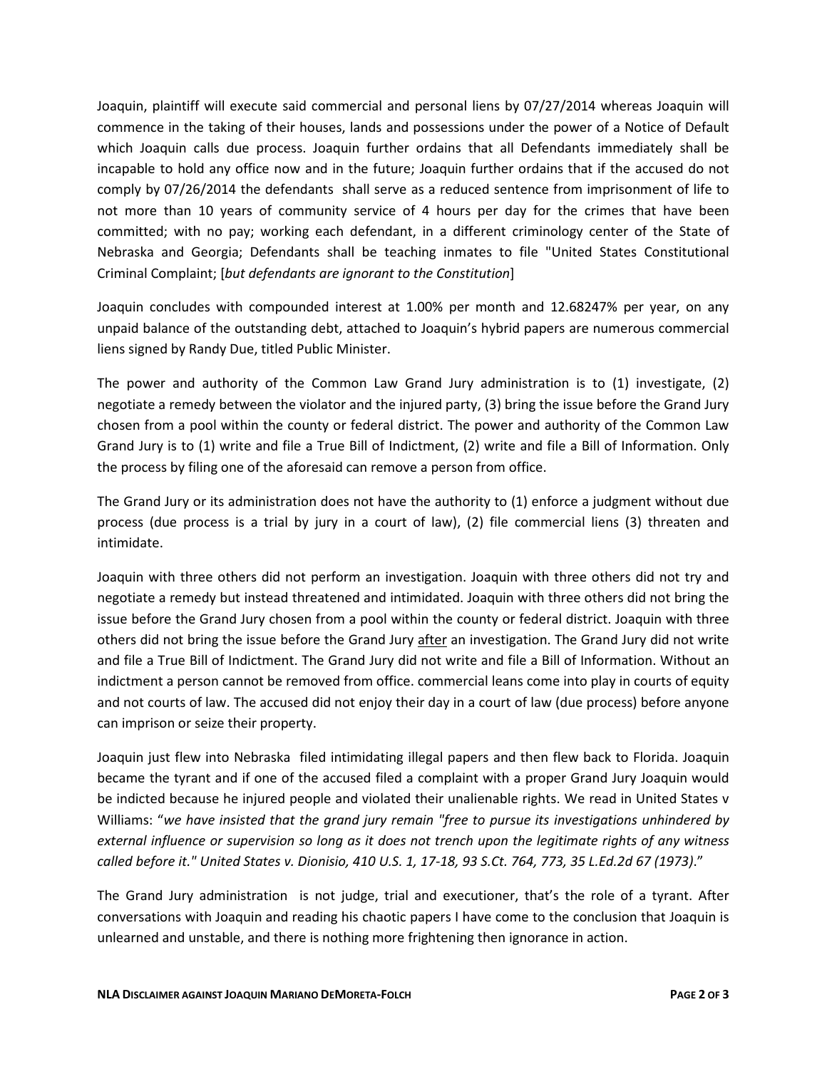Joaquin, plaintiff will execute said commercial and personal liens by 07/27/2014 whereas Joaquin will commence in the taking of their houses, lands and possessions under the power of a Notice of Default which Joaquin calls due process. Joaquin further ordains that all Defendants immediately shall be incapable to hold any office now and in the future; Joaquin further ordains that if the accused do not comply by 07/26/2014 the defendants shall serve as a reduced sentence from imprisonment of life to not more than 10 years of community service of 4 hours per day for the crimes that have been committed; with no pay; working each defendant, in a different criminology center of the State of Nebraska and Georgia; Defendants shall be teaching inmates to file "United States Constitutional Criminal Complaint; [*but defendants are ignorant to the Constitution*]

Joaquin concludes with compounded interest at 1.00% per month and 12.68247% per year, on any unpaid balance of the outstanding debt, attached to Joaquin's hybrid papers are numerous commercial liens signed by Randy Due, titled Public Minister.

The power and authority of the Common Law Grand Jury administration is to (1) investigate, (2) negotiate a remedy between the violator and the injured party, (3) bring the issue before the Grand Jury chosen from a pool within the county or federal district. The power and authority of the Common Law Grand Jury is to (1) write and file a True Bill of Indictment, (2) write and file a Bill of Information. Only the process by filing one of the aforesaid can remove a person from office.

The Grand Jury or its administration does not have the authority to (1) enforce a judgment without due process (due process is a trial by jury in a court of law), (2) file commercial liens (3) threaten and intimidate.

Joaquin with three others did not perform an investigation. Joaquin with three others did not try and negotiate a remedy but instead threatened and intimidated. Joaquin with three others did not bring the issue before the Grand Jury chosen from a pool within the county or federal district. Joaquin with three others did not bring the issue before the Grand Jury <u>after</u> an investigation. The Grand Jury did not write and file a True Bill of Indictment. The Grand Jury did not write and file a Bill of Information. Without an indictment a person cannot be removed from office. commercial leans come into play in courts of equity and not courts of law. The accused did not enjoy their day in a court of law (due process) before anyone can imprison or seize their property.

Joaquin just flew into Nebraska filed intimidating illegal papers and then flew back to Florida. Joaquin became the tyrant and if one of the accused filed a complaint with a proper Grand Jury Joaquin would be indicted because he injured people and violated their unalienable rights. We read in United States v Williams: "*we have insisted that the grand jury remain "free to pursue its investigations unhindered by external influence or supervision so long as it does not trench upon the legitimate rights of any witness called before it." United States v. Dionisio, 410 U.S. 1, 17-18, 93 S.Ct. 764, 773, 35 L.Ed.2d 67 (1973).*"

The Grand Jury administration is not judge, trial and executioner, that's the role of a tyrant. After conversations with Joaquin and reading his chaotic papers I have come to the conclusion that Joaquin is unlearned and unstable, and there is nothing more frightening then ignorance in action.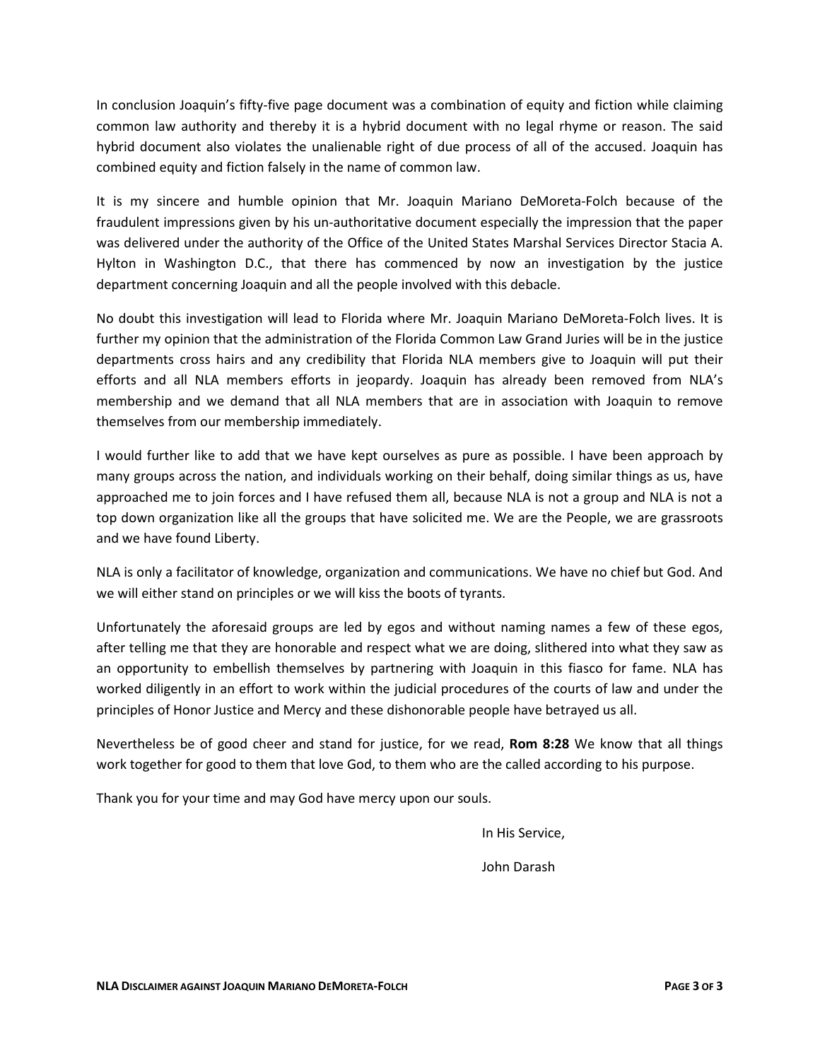In conclusion Joaquin's fifty-five page document was a combination of equity and fiction while claiming common law authority and thereby it is a hybrid document with no legal rhyme or reason. The said hybrid document also violates the unalienable right of due process of all of the accused. Joaquin has combined equity and fiction falsely in the name of common law.

It is my sincere and humble opinion that Mr. Joaquin Mariano DeMoreta-Folch because of the fraudulent impressions given by his un-authoritative document especially the impression that the paper was delivered under the authority of the Office of the United States Marshal Services Director Stacia A. Hylton in Washington D.C., that there has commenced by now an investigation by the justice department concerning Joaquin and all the people involved with this debacle.

No doubt this investigation will lead to Florida where Mr. Joaquin Mariano DeMoreta-Folch lives. It is further my opinion that the administration of the Florida Common Law Grand Juries will be in the justice departments cross hairs and any credibility that Florida NLA members give to Joaquin will put their efforts and all NLA members efforts in jeopardy. Joaquin has already been removed from NLA's membership and we demand that all NLA members that are in association with Joaquin to remove themselves from our membership immediately.

I would further like to add that we have kept ourselves as pure as possible. I have been approach by many groups across the nation, and individuals working on their behalf, doing similar things as us, have approached me to join forces and I have refused them all, because NLA is not a group and NLA is not a top down organization like all the groups that have solicited me. We are the People, we are grassroots and we have found Liberty.

NLA is only a facilitator of knowledge, organization and communications. We have no chief but God. And we will either stand on principles or we will kiss the boots of tyrants.

Unfortunately the aforesaid groups are led by egos and without naming names a few of these egos, after telling me that they are honorable and respect what we are doing, slithered into what they saw as an opportunity to embellish themselves by partnering with Joaquin in this fiasco for fame. NLA has worked diligently in an effort to work within the judicial procedures of the courts of law and under the principles of Honor Justice and Mercy and these dishonorable people have betrayed us all.

Nevertheless be of good cheer and stand for justice, for we read, **Rom 8:28** We know that all things work together for good to them that love God, to them who are the called according to his purpose.

Thank you for your time and may God have mercy upon our souls.

In His Service,

John Darash